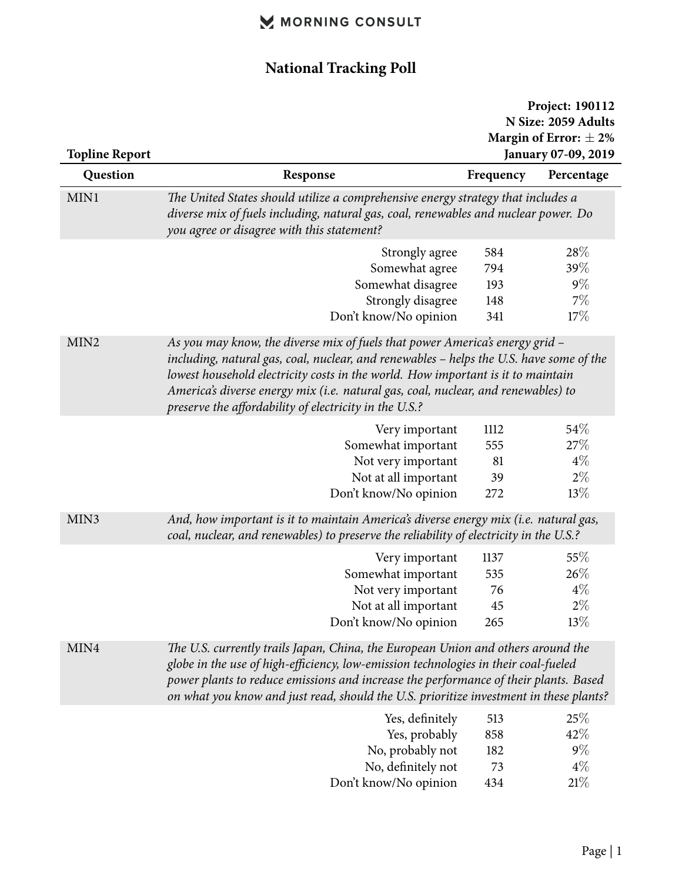MORNING CONSULT

# National Tracking Poll

**Project: 190112**
**N Size: 2059 Adults**
**Margin of Error: ± 2%**
**January 07-09, 2019**

**Topline Report**

| Question | Response | Frequency | Percentage |
|---|---|---|---|
| MIN1 | *The United States should utilize a comprehensive energy strategy that includes a diverse mix of fuels including, natural gas, coal, renewables and nuclear power. Do you agree or disagree with this statement?* | | |
| | Strongly agree | 584 | 28% |
| | Somewhat agree | 794 | 39% |
| | Somewhat disagree | 193 | 9% |
| | Strongly disagree | 148 | 7% |
| | Don't know/No opinion | 341 | 17% |
| MIN2 | *As you may know, the diverse mix of fuels that power America's energy grid – including, natural gas, coal, nuclear, and renewables – helps the U.S. have some of the lowest household electricity costs in the world. How important is it to maintain America's diverse energy mix (i.e. natural gas, coal, nuclear, and renewables) to preserve the affordability of electricity in the U.S.?* | | |
| | Very important | 1112 | 54% |
| | Somewhat important | 555 | 27% |
| | Not very important | 81 | 4% |
| | Not at all important | 39 | 2% |
| | Don't know/No opinion | 272 | 13% |
| MIN3 | *And, how important is it to maintain America's diverse energy mix (i.e. natural gas, coal, nuclear, and renewables) to preserve the reliability of electricity in the U.S.?* | | |
| | Very important | 1137 | 55% |
| | Somewhat important | 535 | 26% |
| | Not very important | 76 | 4% |
| | Not at all important | 45 | 2% |
| | Don't know/No opinion | 265 | 13% |
| MIN4 | *The U.S. currently trails Japan, China, the European Union and others around the globe in the use of high-efficiency, low-emission technologies in their coal-fueled power plants to reduce emissions and increase the performance of their plants. Based on what you know and just read, should the U.S. prioritize investment in these plants?* | | |
| | Yes, definitely | 513 | 25% |
| | Yes, probably | 858 | 42% |
| | No, probably not | 182 | 9% |
| | No, definitely not | 73 | 4% |
| | Don't know/No opinion | 434 | 21% |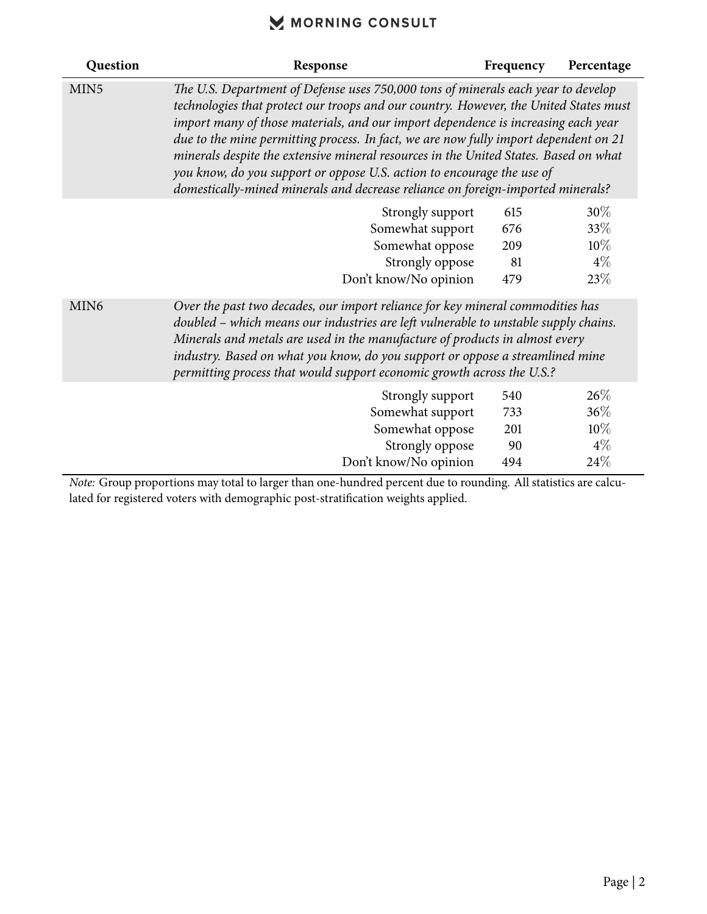| Question | Response | Frequency | Percentage |
|---|---|---|---|
| MIN5 | *The U.S. Department of Defense uses 750,000 tons of minerals each year to develop technologies that protect our troops and our country. However, the United States must import many of those materials, and our import dependence is increasing each year due to the mine permitting process. In fact, we are now fully import dependent on 21 minerals despite the extensive mineral resources in the United States. Based on what you know, do you support or oppose U.S. action to encourage the use of domestically-mined minerals and decrease reliance on foreign-imported minerals?* | | |
| | Strongly support | 615 | 30% |
| | Somewhat support | 676 | 33% |
| | Somewhat oppose | 209 | 10% |
| | Strongly oppose | 81 | 4% |
| | Don't know/No opinion | 479 | 23% |
| MIN6 | *Over the past two decades, our import reliance for key mineral commodities has doubled – which means our industries are left vulnerable to unstable supply chains. Minerals and metals are used in the manufacture of products in almost every industry. Based on what you know, do you support or oppose a streamlined mine permitting process that would support economic growth across the U.S.?* | | |
| | Strongly support | 540 | 26% |
| | Somewhat support | 733 | 36% |
| | Somewhat oppose | 201 | 10% |
| | Strongly oppose | 90 | 4% |
| | Don't know/No opinion | 494 | 24% |

*Note:* Group proportions may total to larger than one-hundred percent due to rounding. All statistics are calculated for registered voters with demographic post-stratification weights applied.